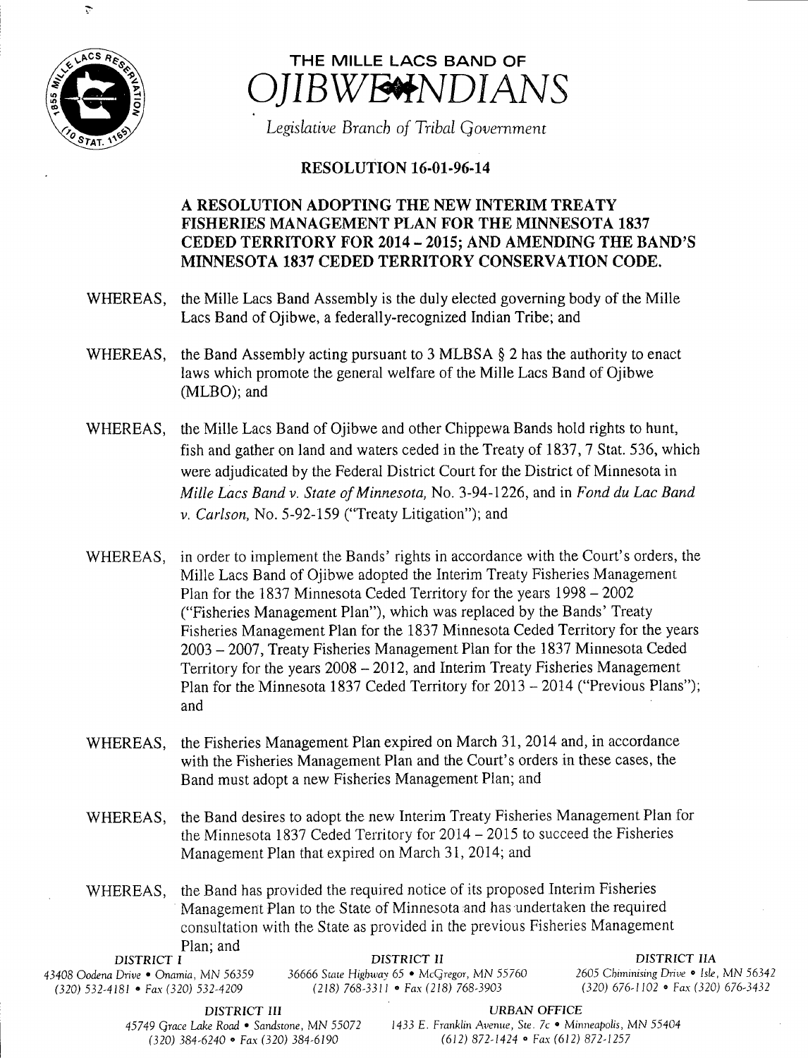# THE MILLE LACS BAND OF OJIBWE INDIANS

*Legislative Branch of Tribal Government*

## RESOLUTION 16-01-96-14

### A RESOLUTION ADOPTING THE NEW INTERIM TREATY FISHERIES MANAGEMENT PLAN FOR THE MINNESOTA 1837 CEDED TERRITORY FOR 2014 – 2015; AND AMENDING THE BAND'S MINNESOTA 1837 CEDED TERRITORY CONSERVATION CODE.

WHEREAS, the Mille Lacs Band Assembly is the duly elected governing body of the Mille Lacs Band of Ojibwe, a federally-recognized Indian Tribe; and

WHEREAS, the Band Assembly acting pursuant to 3 MLBSA § 2 has the authority to enact laws which promote the general welfare of the Mille Lacs Band of Ojibwe (MLBO); and

WHEREAS, the Mille Lacs Band of Ojibwe and other Chippewa Bands hold rights to hunt, fish and gather on land and waters ceded in the Treaty of 1837, 7 Stat. 536, which were adjudicated by the Federal District Court for the District of Minnesota in *Mille Lacs Band v. State of Minnesota,* No. 3-94-1226, and in *Fond du Lac Band v. Carlson,* No. 5-92-159 ("Treaty Litigation"); and

WHEREAS, in order to implement the Bands' rights in accordance with the Court's orders, the Mille Lacs Band of Ojibwe adopted the Interim Treaty Fisheries Management Plan for the 1837 Minnesota Ceded Territory for the years 1998 – 2002 ("Fisheries Management Plan"), which was replaced by the Bands' Treaty Fisheries Management Plan for the 1837 Minnesota Ceded Territory for the years 2003 – 2007, Treaty Fisheries Management Plan for the 1837 Minnesota Ceded Territory for the years 2008 – 2012, and Interim Treaty Fisheries Management Plan for the Minnesota 1837 Ceded Territory for 2013 – 2014 ("Previous Plans"); and

WHEREAS, the Fisheries Management Plan expired on March 31, 2014 and, in accordance with the Fisheries Management Plan and the Court's orders in these cases, the Band must adopt a new Fisheries Management Plan; and

WHEREAS, the Band desires to adopt the new Interim Treaty Fisheries Management Plan for the Minnesota 1837 Ceded Territory for 2014 – 2015 to succeed the Fisheries Management Plan that expired on March 31, 2014; and

WHEREAS, the Band has provided the required notice of its proposed Interim Fisheries Management Plan to the State of Minnesota and has undertaken the required consultation with the State as provided in the previous Fisheries Management Plan; and

DISTRICT I
43408 Oodena Drive • Onamia, MN 56359
(320) 532-4181 • Fax (320) 532-4209

DISTRICT II
36666 State Highway 65 • McGregor, MN 55760
(218) 768-3311 • Fax (218) 768-3903

DISTRICT IIA
2605 Chiminising Drive • Isle, MN 56342
(320) 676-1102 • Fax (320) 676-3432

DISTRICT III
45749 Grace Lake Road • Sandstone, MN 55072
(320) 384-6240 • Fax (320) 384-6190

URBAN OFFICE
1433 E. Franklin Avenue, Ste. 7c • Minneapolis, MN 55404
(612) 872-1424 • Fax (612) 872-1257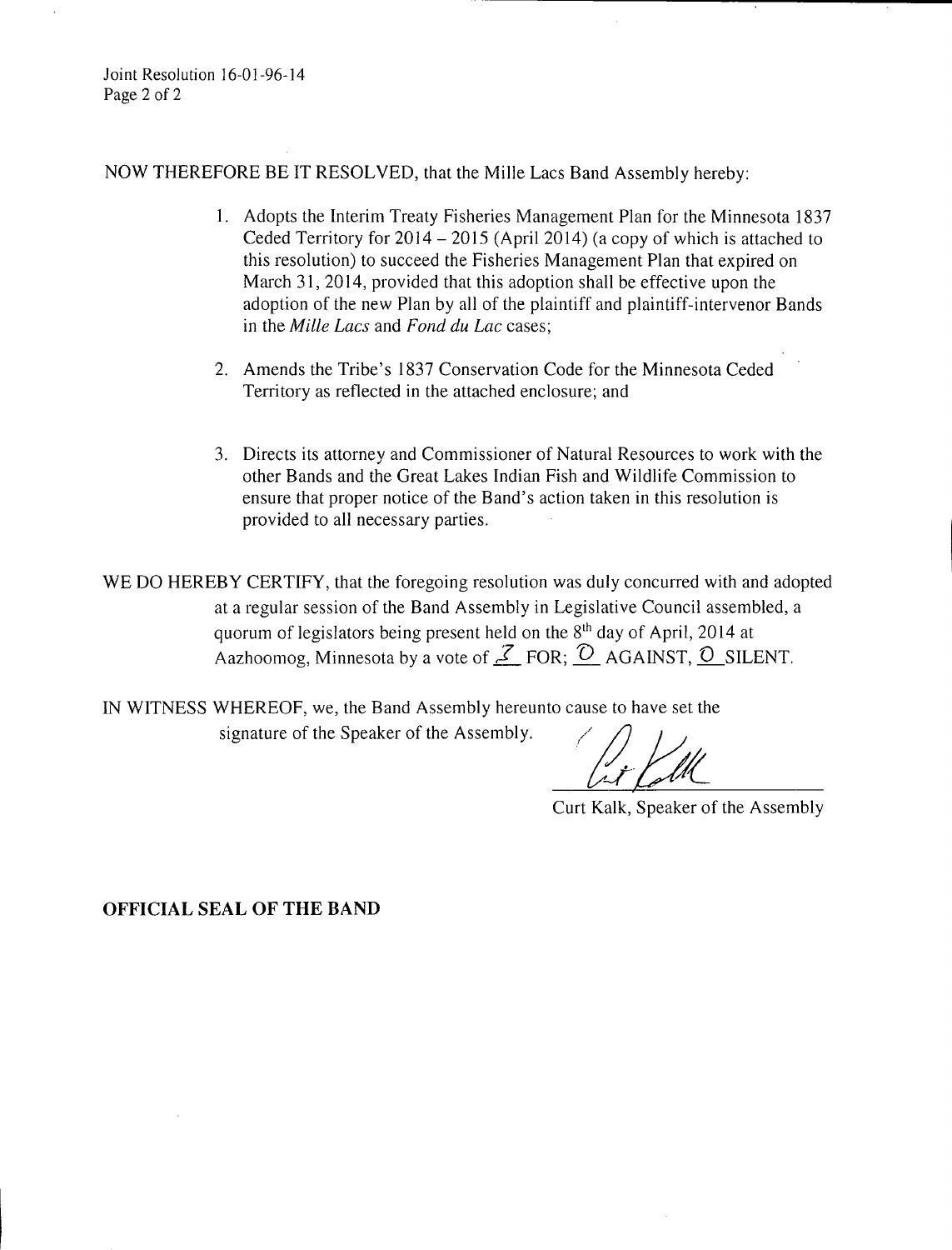Joint Resolution 16-01-96-14

NOW THEREFORE BE IT RESOLVED, that the Mille Lacs Band Assembly hereby:

1. Adopts the Interim Treaty Fisheries Management Plan for the Minnesota 1837 Ceded Territory for 2014 – 2015 (April 2014) (a copy of which is attached to this resolution) to succeed the Fisheries Management Plan that expired on March 31, 2014, provided that this adoption shall be effective upon the adoption of the new Plan by all of the plaintiff and plaintiff-intervenor Bands in the *Mille Lacs* and *Fond du Lac* cases;

2. Amends the Tribe's 1837 Conservation Code for the Minnesota Ceded Territory as reflected in the attached enclosure; and

3. Directs its attorney and Commissioner of Natural Resources to work with the other Bands and the Great Lakes Indian Fish and Wildlife Commission to ensure that proper notice of the Band's action taken in this resolution is provided to all necessary parties.

WE DO HEREBY CERTIFY, that the foregoing resolution was duly concurred with and adopted at a regular session of the Band Assembly in Legislative Council assembled, a quorum of legislators being present held on the 8th day of April, 2014 at Aazhoomog, Minnesota by a vote of 3 FOR; 0 AGAINST, 0 SILENT.

IN WITNESS WHEREOF, we, the Band Assembly hereunto cause to have set the signature of the Speaker of the Assembly.

Curt Kalk, Speaker of the Assembly

**OFFICIAL SEAL OF THE BAND**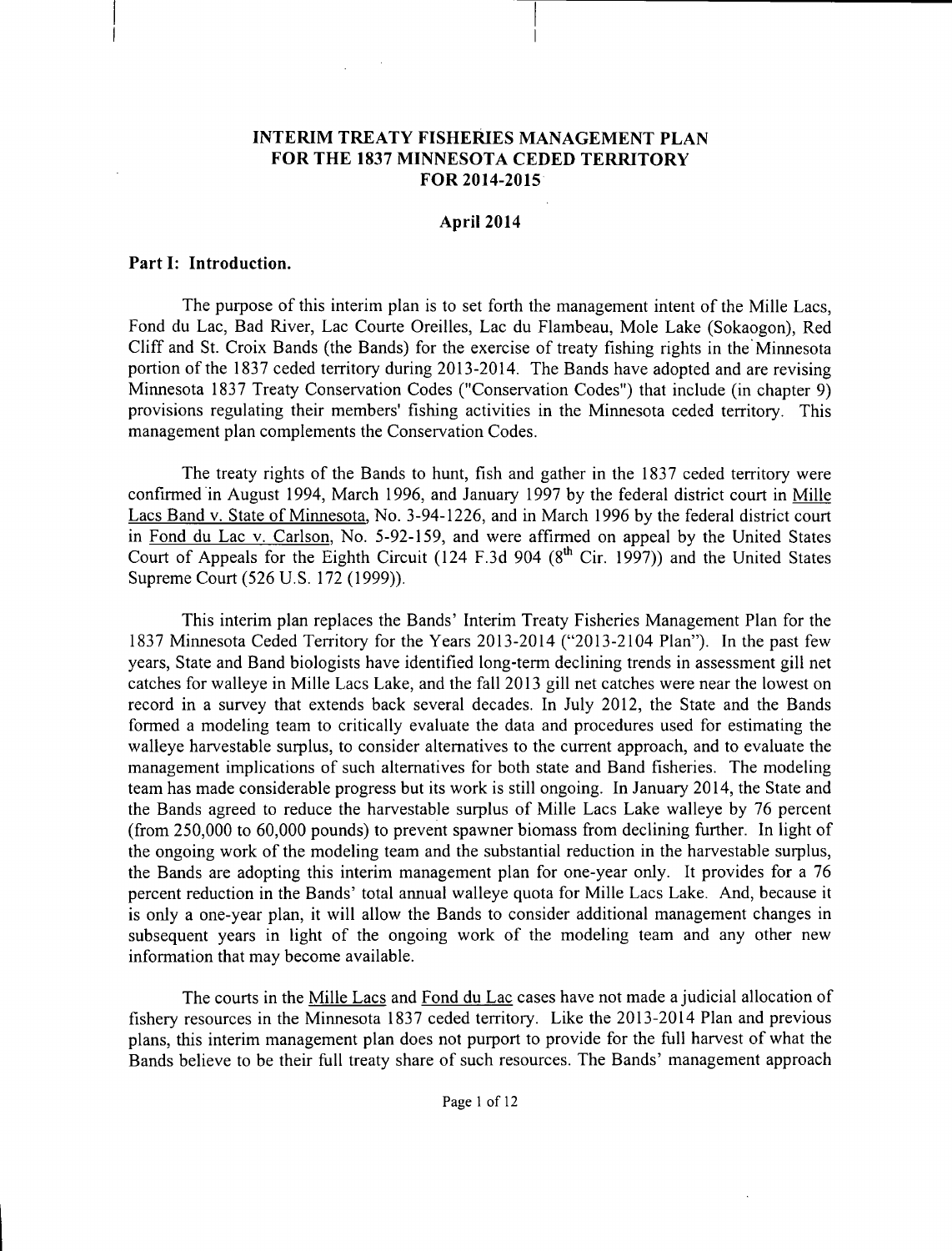**INTERIM TREATY FISHERIES MANAGEMENT PLAN FOR THE 1837 MINNESOTA CEDED TERRITORY FOR 2014-2015**

**April 2014**

## Part I: Introduction.

The purpose of this interim plan is to set forth the management intent of the Mille Lacs, Fond du Lac, Bad River, Lac Courte Oreilles, Lac du Flambeau, Mole Lake (Sokaogon), Red Cliff and St. Croix Bands (the Bands) for the exercise of treaty fishing rights in the Minnesota portion of the 1837 ceded territory during 2013-2014. The Bands have adopted and are revising Minnesota 1837 Treaty Conservation Codes ("Conservation Codes") that include (in chapter 9) provisions regulating their members' fishing activities in the Minnesota ceded territory. This management plan complements the Conservation Codes.

The treaty rights of the Bands to hunt, fish and gather in the 1837 ceded territory were confirmed in August 1994, March 1996, and January 1997 by the federal district court in Mille Lacs Band v. State of Minnesota, No. 3-94-1226, and in March 1996 by the federal district court in Fond du Lac v. Carlson, No. 5-92-159, and were affirmed on appeal by the United States Court of Appeals for the Eighth Circuit (124 F.3d 904 (8th Cir. 1997)) and the United States Supreme Court (526 U.S. 172 (1999)).

This interim plan replaces the Bands' Interim Treaty Fisheries Management Plan for the 1837 Minnesota Ceded Territory for the Years 2013-2014 ("2013-2104 Plan"). In the past few years, State and Band biologists have identified long-term declining trends in assessment gill net catches for walleye in Mille Lacs Lake, and the fall 2013 gill net catches were near the lowest on record in a survey that extends back several decades. In July 2012, the State and the Bands formed a modeling team to critically evaluate the data and procedures used for estimating the walleye harvestable surplus, to consider alternatives to the current approach, and to evaluate the management implications of such alternatives for both state and Band fisheries. The modeling team has made considerable progress but its work is still ongoing. In January 2014, the State and the Bands agreed to reduce the harvestable surplus of Mille Lacs Lake walleye by 76 percent (from 250,000 to 60,000 pounds) to prevent spawner biomass from declining further. In light of the ongoing work of the modeling team and the substantial reduction in the harvestable surplus, the Bands are adopting this interim management plan for one-year only. It provides for a 76 percent reduction in the Bands' total annual walleye quota for Mille Lacs Lake. And, because it is only a one-year plan, it will allow the Bands to consider additional management changes in subsequent years in light of the ongoing work of the modeling team and any other new information that may become available.

The courts in the Mille Lacs and Fond du Lac cases have not made a judicial allocation of fishery resources in the Minnesota 1837 ceded territory. Like the 2013-2014 Plan and previous plans, this interim management plan does not purport to provide for the full harvest of what the Bands believe to be their full treaty share of such resources. The Bands' management approach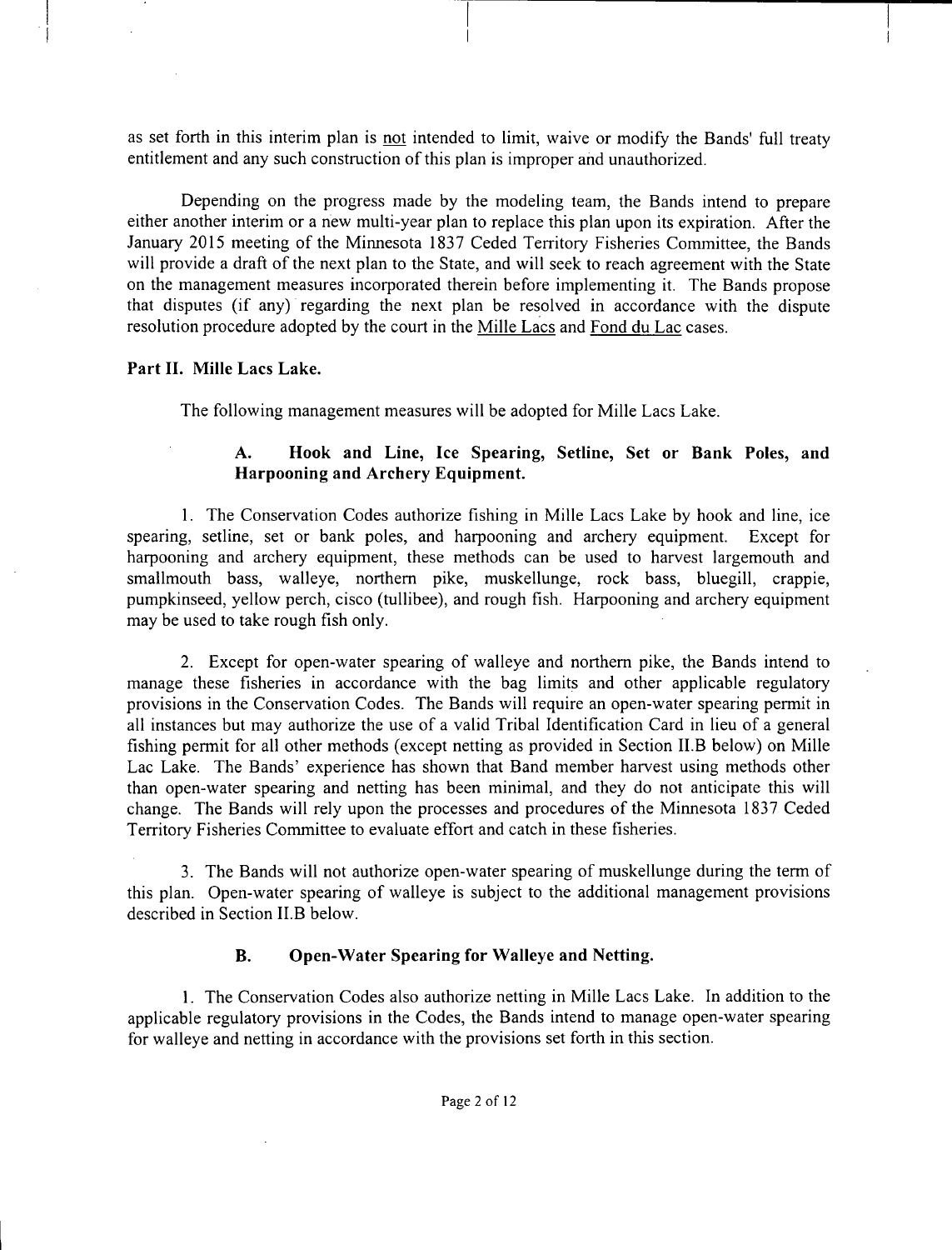as set forth in this interim plan is not intended to limit, waive or modify the Bands' full treaty entitlement and any such construction of this plan is improper and unauthorized.

Depending on the progress made by the modeling team, the Bands intend to prepare either another interim or a new multi-year plan to replace this plan upon its expiration. After the January 2015 meeting of the Minnesota 1837 Ceded Territory Fisheries Committee, the Bands will provide a draft of the next plan to the State, and will seek to reach agreement with the State on the management measures incorporated therein before implementing it. The Bands propose that disputes (if any) regarding the next plan be resolved in accordance with the dispute resolution procedure adopted by the court in the Mille Lacs and Fond du Lac cases.

## Part II. Mille Lacs Lake.

The following management measures will be adopted for Mille Lacs Lake.

### A. Hook and Line, Ice Spearing, Setline, Set or Bank Poles, and Harpooning and Archery Equipment.

1. The Conservation Codes authorize fishing in Mille Lacs Lake by hook and line, ice spearing, setline, set or bank poles, and harpooning and archery equipment. Except for harpooning and archery equipment, these methods can be used to harvest largemouth and smallmouth bass, walleye, northern pike, muskellunge, rock bass, bluegill, crappie, pumpkinseed, yellow perch, cisco (tullibee), and rough fish. Harpooning and archery equipment may be used to take rough fish only.

2. Except for open-water spearing of walleye and northern pike, the Bands intend to manage these fisheries in accordance with the bag limits and other applicable regulatory provisions in the Conservation Codes. The Bands will require an open-water spearing permit in all instances but may authorize the use of a valid Tribal Identification Card in lieu of a general fishing permit for all other methods (except netting as provided in Section II.B below) on Mille Lac Lake. The Bands' experience has shown that Band member harvest using methods other than open-water spearing and netting has been minimal, and they do not anticipate this will change. The Bands will rely upon the processes and procedures of the Minnesota 1837 Ceded Territory Fisheries Committee to evaluate effort and catch in these fisheries.

3. The Bands will not authorize open-water spearing of muskellunge during the term of this plan. Open-water spearing of walleye is subject to the additional management provisions described in Section II.B below.

### B. Open-Water Spearing for Walleye and Netting.

1. The Conservation Codes also authorize netting in Mille Lacs Lake. In addition to the applicable regulatory provisions in the Codes, the Bands intend to manage open-water spearing for walleye and netting in accordance with the provisions set forth in this section.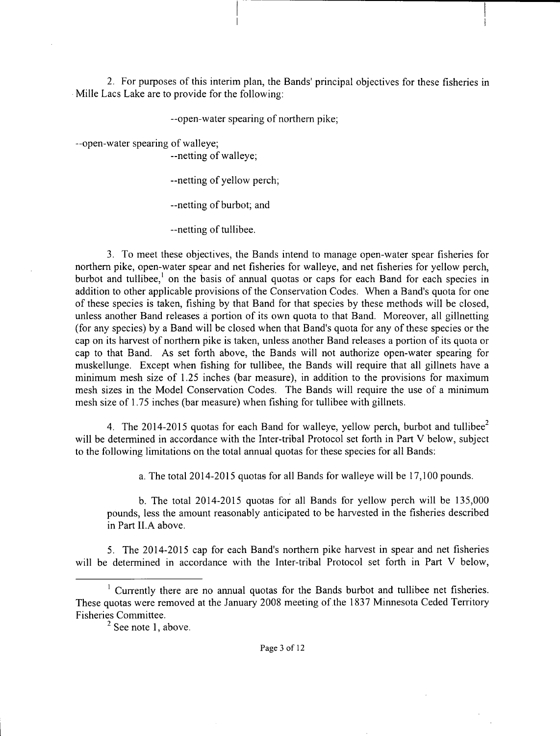2. For purposes of this interim plan, the Bands' principal objectives for these fisheries in Mille Lacs Lake are to provide for the following:

--open-water spearing of northern pike;

--open-water spearing of walleye;

--netting of walleye;

--netting of yellow perch;

--netting of burbot; and

--netting of tullibee.

3. To meet these objectives, the Bands intend to manage open-water spear fisheries for northern pike, open-water spear and net fisheries for walleye, and net fisheries for yellow perch, burbot and tullibee,[1] on the basis of annual quotas or caps for each Band for each species in addition to other applicable provisions of the Conservation Codes. When a Band's quota for one of these species is taken, fishing by that Band for that species by these methods will be closed, unless another Band releases a portion of its own quota to that Band. Moreover, all gillnetting (for any species) by a Band will be closed when that Band's quota for any of these species or the cap on its harvest of northern pike is taken, unless another Band releases a portion of its quota or cap to that Band. As set forth above, the Bands will not authorize open-water spearing for muskellunge. Except when fishing for tullibee, the Bands will require that all gillnets have a minimum mesh size of 1.25 inches (bar measure), in addition to the provisions for maximum mesh sizes in the Model Conservation Codes. The Bands will require the use of a minimum mesh size of 1.75 inches (bar measure) when fishing for tullibee with gillnets.

4. The 2014-2015 quotas for each Band for walleye, yellow perch, burbot and tullibee[2] will be determined in accordance with the Inter-tribal Protocol set forth in Part V below, subject to the following limitations on the total annual quotas for these species for all Bands:

a. The total 2014-2015 quotas for all Bands for walleye will be 17,100 pounds.

b. The total 2014-2015 quotas for all Bands for yellow perch will be 135,000 pounds, less the amount reasonably anticipated to be harvested in the fisheries described in Part II.A above.

5. The 2014-2015 cap for each Band's northern pike harvest in spear and net fisheries will be determined in accordance with the Inter-tribal Protocol set forth in Part V below,

---

[1] Currently there are no annual quotas for the Bands burbot and tullibee net fisheries. These quotas were removed at the January 2008 meeting of the 1837 Minnesota Ceded Territory Fisheries Committee.

[2] See note 1, above.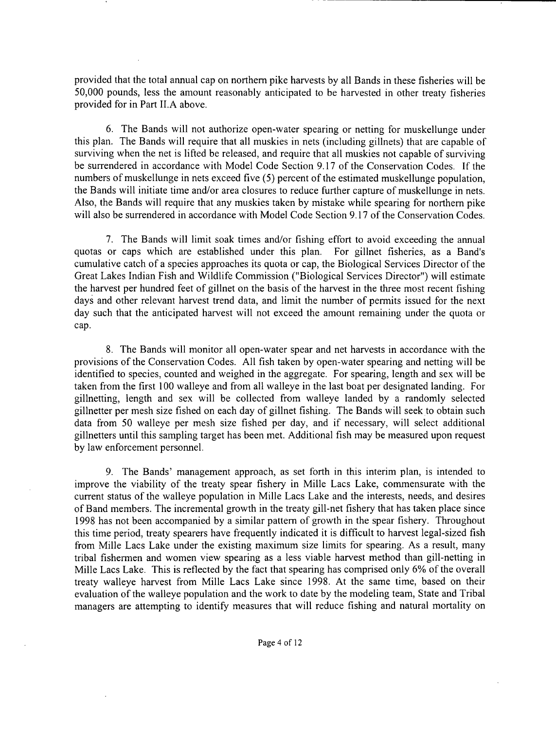provided that the total annual cap on northern pike harvests by all Bands in these fisheries will be 50,000 pounds, less the amount reasonably anticipated to be harvested in other treaty fisheries provided for in Part II.A above.

6. The Bands will not authorize open-water spearing or netting for muskellunge under this plan. The Bands will require that all muskies in nets (including gillnets) that are capable of surviving when the net is lifted be released, and require that all muskies not capable of surviving be surrendered in accordance with Model Code Section 9.17 of the Conservation Codes. If the numbers of muskellunge in nets exceed five (5) percent of the estimated muskellunge population, the Bands will initiate time and/or area closures to reduce further capture of muskellunge in nets. Also, the Bands will require that any muskies taken by mistake while spearing for northern pike will also be surrendered in accordance with Model Code Section 9.17 of the Conservation Codes.

7. The Bands will limit soak times and/or fishing effort to avoid exceeding the annual quotas or caps which are established under this plan. For gillnet fisheries, as a Band's cumulative catch of a species approaches its quota or cap, the Biological Services Director of the Great Lakes Indian Fish and Wildlife Commission ("Biological Services Director") will estimate the harvest per hundred feet of gillnet on the basis of the harvest in the three most recent fishing days and other relevant harvest trend data, and limit the number of permits issued for the next day such that the anticipated harvest will not exceed the amount remaining under the quota or cap.

8. The Bands will monitor all open-water spear and net harvests in accordance with the provisions of the Conservation Codes. All fish taken by open-water spearing and netting will be identified to species, counted and weighed in the aggregate. For spearing, length and sex will be taken from the first 100 walleye and from all walleye in the last boat per designated landing. For gillnetting, length and sex will be collected from walleye landed by a randomly selected gillnetter per mesh size fished on each day of gillnet fishing. The Bands will seek to obtain such data from 50 walleye per mesh size fished per day, and if necessary, will select additional gillnetters until this sampling target has been met. Additional fish may be measured upon request by law enforcement personnel.

9. The Bands' management approach, as set forth in this interim plan, is intended to improve the viability of the treaty spear fishery in Mille Lacs Lake, commensurate with the current status of the walleye population in Mille Lacs Lake and the interests, needs, and desires of Band members. The incremental growth in the treaty gill-net fishery that has taken place since 1998 has not been accompanied by a similar pattern of growth in the spear fishery. Throughout this time period, treaty spearers have frequently indicated it is difficult to harvest legal-sized fish from Mille Lacs Lake under the existing maximum size limits for spearing. As a result, many tribal fishermen and women view spearing as a less viable harvest method than gill-netting in Mille Lacs Lake. This is reflected by the fact that spearing has comprised only 6% of the overall treaty walleye harvest from Mille Lacs Lake since 1998. At the same time, based on their evaluation of the walleye population and the work to date by the modeling team, State and Tribal managers are attempting to identify measures that will reduce fishing and natural mortality on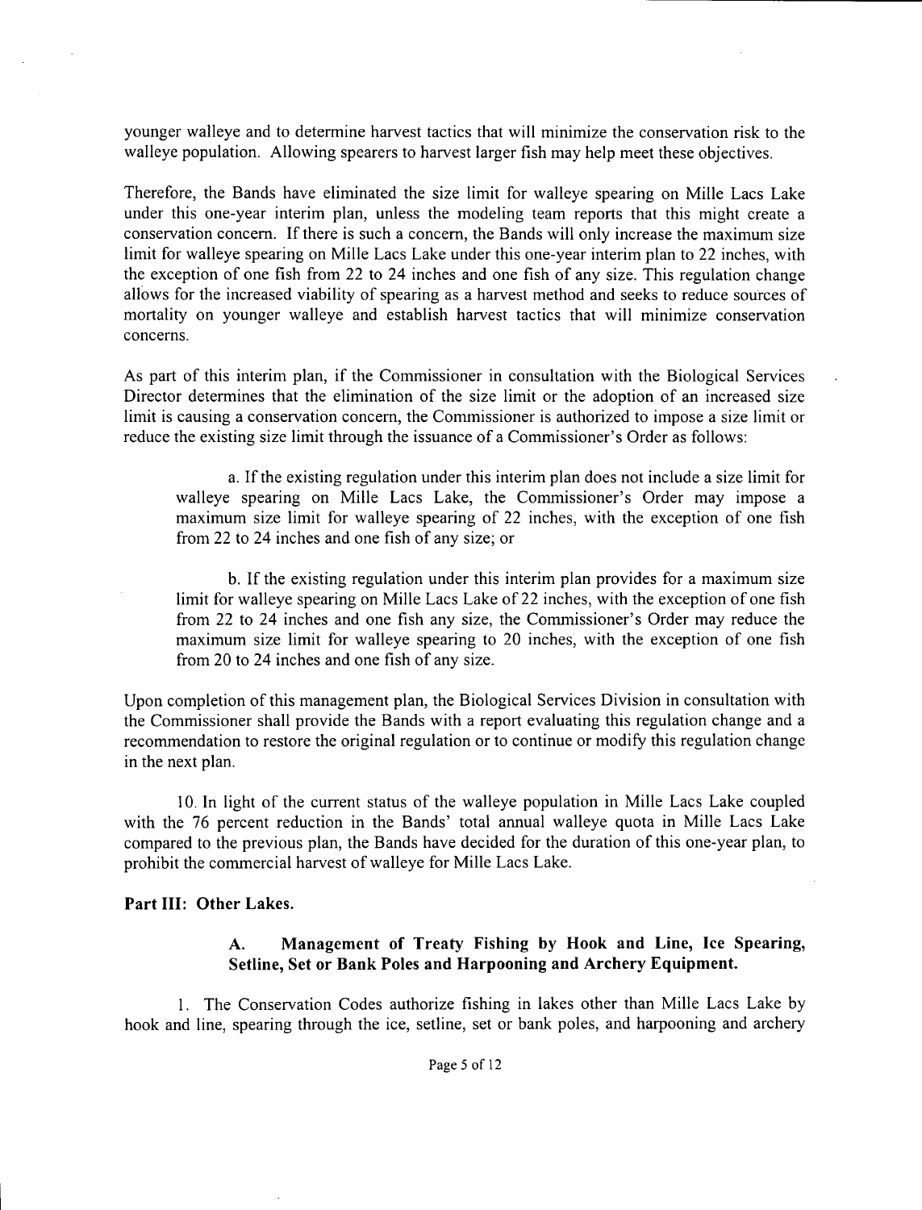younger walleye and to determine harvest tactics that will minimize the conservation risk to the walleye population. Allowing spearers to harvest larger fish may help meet these objectives.

Therefore, the Bands have eliminated the size limit for walleye spearing on Mille Lacs Lake under this one-year interim plan, unless the modeling team reports that this might create a conservation concern. If there is such a concern, the Bands will only increase the maximum size limit for walleye spearing on Mille Lacs Lake under this one-year interim plan to 22 inches, with the exception of one fish from 22 to 24 inches and one fish of any size. This regulation change allows for the increased viability of spearing as a harvest method and seeks to reduce sources of mortality on younger walleye and establish harvest tactics that will minimize conservation concerns.

As part of this interim plan, if the Commissioner in consultation with the Biological Services Director determines that the elimination of the size limit or the adoption of an increased size limit is causing a conservation concern, the Commissioner is authorized to impose a size limit or reduce the existing size limit through the issuance of a Commissioner's Order as follows:

a. If the existing regulation under this interim plan does not include a size limit for walleye spearing on Mille Lacs Lake, the Commissioner's Order may impose a maximum size limit for walleye spearing of 22 inches, with the exception of one fish from 22 to 24 inches and one fish of any size; or

b. If the existing regulation under this interim plan provides for a maximum size limit for walleye spearing on Mille Lacs Lake of 22 inches, with the exception of one fish from 22 to 24 inches and one fish any size, the Commissioner's Order may reduce the maximum size limit for walleye spearing to 20 inches, with the exception of one fish from 20 to 24 inches and one fish of any size.

Upon completion of this management plan, the Biological Services Division in consultation with the Commissioner shall provide the Bands with a report evaluating this regulation change and a recommendation to restore the original regulation or to continue or modify this regulation change in the next plan.

10. In light of the current status of the walleye population in Mille Lacs Lake coupled with the 76 percent reduction in the Bands' total annual walleye quota in Mille Lacs Lake compared to the previous plan, the Bands have decided for the duration of this one-year plan, to prohibit the commercial harvest of walleye for Mille Lacs Lake.

## Part III: Other Lakes.

### A. Management of Treaty Fishing by Hook and Line, Ice Spearing, Setline, Set or Bank Poles and Harpooning and Archery Equipment.

1. The Conservation Codes authorize fishing in lakes other than Mille Lacs Lake by hook and line, spearing through the ice, setline, set or bank poles, and harpooning and archery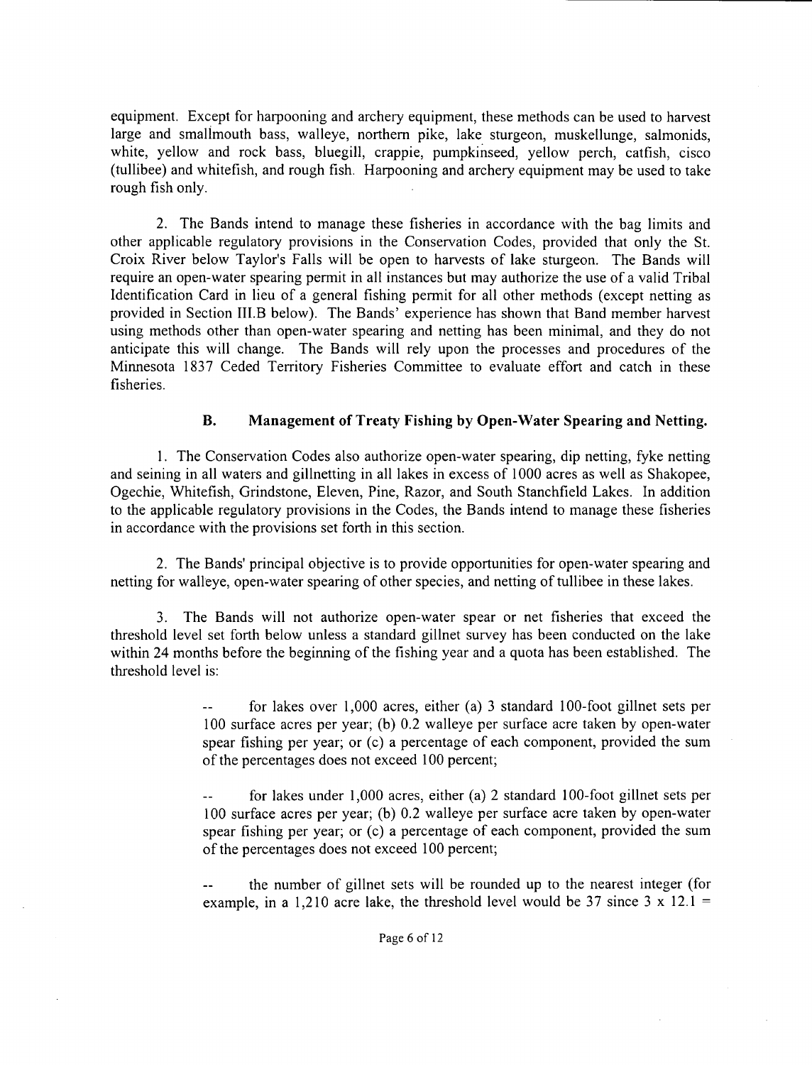equipment. Except for harpooning and archery equipment, these methods can be used to harvest large and smallmouth bass, walleye, northern pike, lake sturgeon, muskellunge, salmonids, white, yellow and rock bass, bluegill, crappie, pumpkinseed, yellow perch, catfish, cisco (tullibee) and whitefish, and rough fish. Harpooning and archery equipment may be used to take rough fish only.

2. The Bands intend to manage these fisheries in accordance with the bag limits and other applicable regulatory provisions in the Conservation Codes, provided that only the St. Croix River below Taylor's Falls will be open to harvests of lake sturgeon. The Bands will require an open-water spearing permit in all instances but may authorize the use of a valid Tribal Identification Card in lieu of a general fishing permit for all other methods (except netting as provided in Section III.B below). The Bands' experience has shown that Band member harvest using methods other than open-water spearing and netting has been minimal, and they do not anticipate this will change. The Bands will rely upon the processes and procedures of the Minnesota 1837 Ceded Territory Fisheries Committee to evaluate effort and catch in these fisheries.

### B. Management of Treaty Fishing by Open-Water Spearing and Netting.

1. The Conservation Codes also authorize open-water spearing, dip netting, fyke netting and seining in all waters and gillnetting in all lakes in excess of 1000 acres as well as Shakopee, Ogechie, Whitefish, Grindstone, Eleven, Pine, Razor, and South Stanchfield Lakes. In addition to the applicable regulatory provisions in the Codes, the Bands intend to manage these fisheries in accordance with the provisions set forth in this section.

2. The Bands' principal objective is to provide opportunities for open-water spearing and netting for walleye, open-water spearing of other species, and netting of tullibee in these lakes.

3. The Bands will not authorize open-water spear or net fisheries that exceed the threshold level set forth below unless a standard gillnet survey has been conducted on the lake within 24 months before the beginning of the fishing year and a quota has been established. The threshold level is:

> -- for lakes over 1,000 acres, either (a) 3 standard 100-foot gillnet sets per 100 surface acres per year; (b) 0.2 walleye per surface acre taken by open-water spear fishing per year; or (c) a percentage of each component, provided the sum of the percentages does not exceed 100 percent;
>
> -- for lakes under 1,000 acres, either (a) 2 standard 100-foot gillnet sets per 100 surface acres per year; (b) 0.2 walleye per surface acre taken by open-water spear fishing per year; or (c) a percentage of each component, provided the sum of the percentages does not exceed 100 percent;
>
> -- the number of gillnet sets will be rounded up to the nearest integer (for example, in a 1,210 acre lake, the threshold level would be 37 since 3 x 12.1 =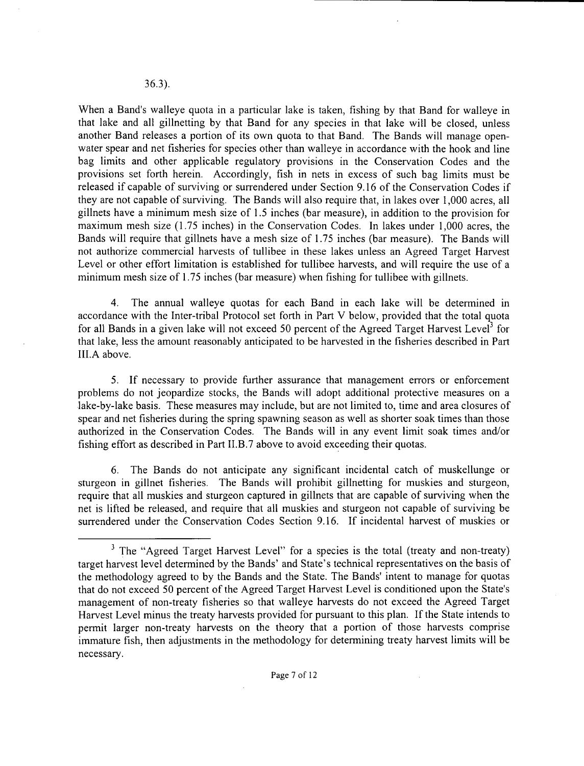36.3).

When a Band's walleye quota in a particular lake is taken, fishing by that Band for walleye in that lake and all gillnetting by that Band for any species in that lake will be closed, unless another Band releases a portion of its own quota to that Band. The Bands will manage open-water spear and net fisheries for species other than walleye in accordance with the hook and line bag limits and other applicable regulatory provisions in the Conservation Codes and the provisions set forth herein. Accordingly, fish in nets in excess of such bag limits must be released if capable of surviving or surrendered under Section 9.16 of the Conservation Codes if they are not capable of surviving. The Bands will also require that, in lakes over 1,000 acres, all gillnets have a minimum mesh size of 1.5 inches (bar measure), in addition to the provision for maximum mesh size (1.75 inches) in the Conservation Codes. In lakes under 1,000 acres, the Bands will require that gillnets have a mesh size of 1.75 inches (bar measure). The Bands will not authorize commercial harvests of tullibee in these lakes unless an Agreed Target Harvest Level or other effort limitation is established for tullibee harvests, and will require the use of a minimum mesh size of 1.75 inches (bar measure) when fishing for tullibee with gillnets.

4. The annual walleye quotas for each Band in each lake will be determined in accordance with the Inter-tribal Protocol set forth in Part V below, provided that the total quota for all Bands in a given lake will not exceed 50 percent of the Agreed Target Harvest Level[3] for that lake, less the amount reasonably anticipated to be harvested in the fisheries described in Part III.A above.

5. If necessary to provide further assurance that management errors or enforcement problems do not jeopardize stocks, the Bands will adopt additional protective measures on a lake-by-lake basis. These measures may include, but are not limited to, time and area closures of spear and net fisheries during the spring spawning season as well as shorter soak times than those authorized in the Conservation Codes. The Bands will in any event limit soak times and/or fishing effort as described in Part II.B.7 above to avoid exceeding their quotas.

6. The Bands do not anticipate any significant incidental catch of muskellunge or sturgeon in gillnet fisheries. The Bands will prohibit gillnetting for muskies and sturgeon, require that all muskies and sturgeon captured in gillnets that are capable of surviving when the net is lifted be released, and require that all muskies and sturgeon not capable of surviving be surrendered under the Conservation Codes Section 9.16. If incidental harvest of muskies or

---

[3] The "Agreed Target Harvest Level" for a species is the total (treaty and non-treaty) target harvest level determined by the Bands' and State's technical representatives on the basis of the methodology agreed to by the Bands and the State. The Bands' intent to manage for quotas that do not exceed 50 percent of the Agreed Target Harvest Level is conditioned upon the State's management of non-treaty fisheries so that walleye harvests do not exceed the Agreed Target Harvest Level minus the treaty harvests provided for pursuant to this plan. If the State intends to permit larger non-treaty harvests on the theory that a portion of those harvests comprise immature fish, then adjustments in the methodology for determining treaty harvest limits will be necessary.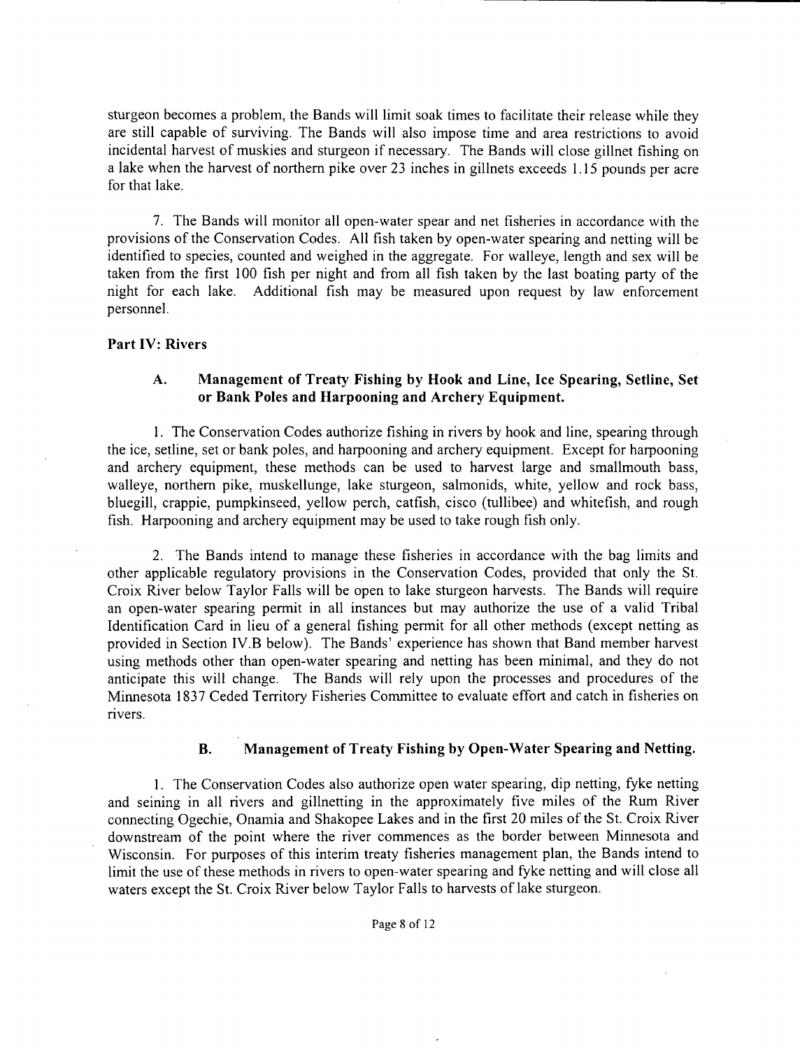sturgeon becomes a problem, the Bands will limit soak times to facilitate their release while they are still capable of surviving. The Bands will also impose time and area restrictions to avoid incidental harvest of muskies and sturgeon if necessary. The Bands will close gillnet fishing on a lake when the harvest of northern pike over 23 inches in gillnets exceeds 1.15 pounds per acre for that lake.

7. The Bands will monitor all open-water spear and net fisheries in accordance with the provisions of the Conservation Codes. All fish taken by open-water spearing and netting will be identified to species, counted and weighed in the aggregate. For walleye, length and sex will be taken from the first 100 fish per night and from all fish taken by the last boating party of the night for each lake. Additional fish may be measured upon request by law enforcement personnel.

## Part IV: Rivers

### A. Management of Treaty Fishing by Hook and Line, Ice Spearing, Setline, Set or Bank Poles and Harpooning and Archery Equipment.

1. The Conservation Codes authorize fishing in rivers by hook and line, spearing through the ice, setline, set or bank poles, and harpooning and archery equipment. Except for harpooning and archery equipment, these methods can be used to harvest large and smallmouth bass, walleye, northern pike, muskellunge, lake sturgeon, salmonids, white, yellow and rock bass, bluegill, crappie, pumpkinseed, yellow perch, catfish, cisco (tullibee) and whitefish, and rough fish. Harpooning and archery equipment may be used to take rough fish only.

2. The Bands intend to manage these fisheries in accordance with the bag limits and other applicable regulatory provisions in the Conservation Codes, provided that only the St. Croix River below Taylor Falls will be open to lake sturgeon harvests. The Bands will require an open-water spearing permit in all instances but may authorize the use of a valid Tribal Identification Card in lieu of a general fishing permit for all other methods (except netting as provided in Section IV.B below). The Bands' experience has shown that Band member harvest using methods other than open-water spearing and netting has been minimal, and they do not anticipate this will change. The Bands will rely upon the processes and procedures of the Minnesota 1837 Ceded Territory Fisheries Committee to evaluate effort and catch in fisheries on rivers.

### B. Management of Treaty Fishing by Open-Water Spearing and Netting.

1. The Conservation Codes also authorize open water spearing, dip netting, fyke netting and seining in all rivers and gillnetting in the approximately five miles of the Rum River connecting Ogechie, Onamia and Shakopee Lakes and in the first 20 miles of the St. Croix River downstream of the point where the river commences as the border between Minnesota and Wisconsin. For purposes of this interim treaty fisheries management plan, the Bands intend to limit the use of these methods in rivers to open-water spearing and fyke netting and will close all waters except the St. Croix River below Taylor Falls to harvests of lake sturgeon.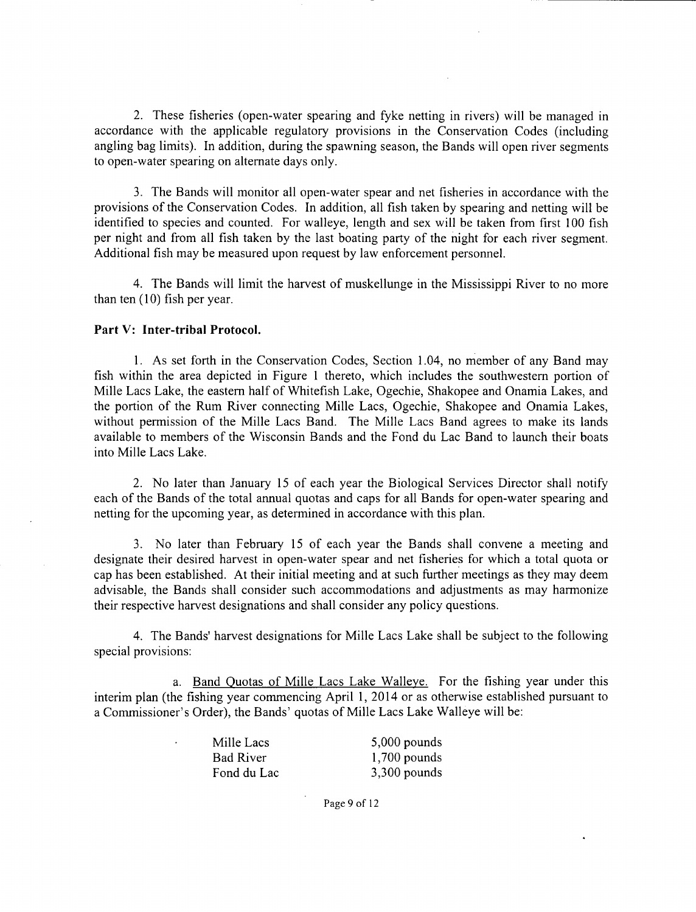2. These fisheries (open-water spearing and fyke netting in rivers) will be managed in accordance with the applicable regulatory provisions in the Conservation Codes (including angling bag limits). In addition, during the spawning season, the Bands will open river segments to open-water spearing on alternate days only.

3. The Bands will monitor all open-water spear and net fisheries in accordance with the provisions of the Conservation Codes. In addition, all fish taken by spearing and netting will be identified to species and counted. For walleye, length and sex will be taken from first 100 fish per night and from all fish taken by the last boating party of the night for each river segment. Additional fish may be measured upon request by law enforcement personnel.

4. The Bands will limit the harvest of muskellunge in the Mississippi River to no more than ten (10) fish per year.

### Part V: Inter-tribal Protocol.

1. As set forth in the Conservation Codes, Section 1.04, no member of any Band may fish within the area depicted in Figure 1 thereto, which includes the southwestern portion of Mille Lacs Lake, the eastern half of Whitefish Lake, Ogechie, Shakopee and Onamia Lakes, and the portion of the Rum River connecting Mille Lacs, Ogechie, Shakopee and Onamia Lakes, without permission of the Mille Lacs Band. The Mille Lacs Band agrees to make its lands available to members of the Wisconsin Bands and the Fond du Lac Band to launch their boats into Mille Lacs Lake.

2. No later than January 15 of each year the Biological Services Director shall notify each of the Bands of the total annual quotas and caps for all Bands for open-water spearing and netting for the upcoming year, as determined in accordance with this plan.

3. No later than February 15 of each year the Bands shall convene a meeting and designate their desired harvest in open-water spear and net fisheries for which a total quota or cap has been established. At their initial meeting and at such further meetings as they may deem advisable, the Bands shall consider such accommodations and adjustments as may harmonize their respective harvest designations and shall consider any policy questions.

4. The Bands' harvest designations for Mille Lacs Lake shall be subject to the following special provisions:

a. Band Quotas of Mille Lacs Lake Walleye. For the fishing year under this interim plan (the fishing year commencing April 1, 2014 or as otherwise established pursuant to a Commissioner's Order), the Bands' quotas of Mille Lacs Lake Walleye will be:

| | |
|---|---|
| Mille Lacs | 5,000 pounds |
| Bad River | 1,700 pounds |
| Fond du Lac | 3,300 pounds |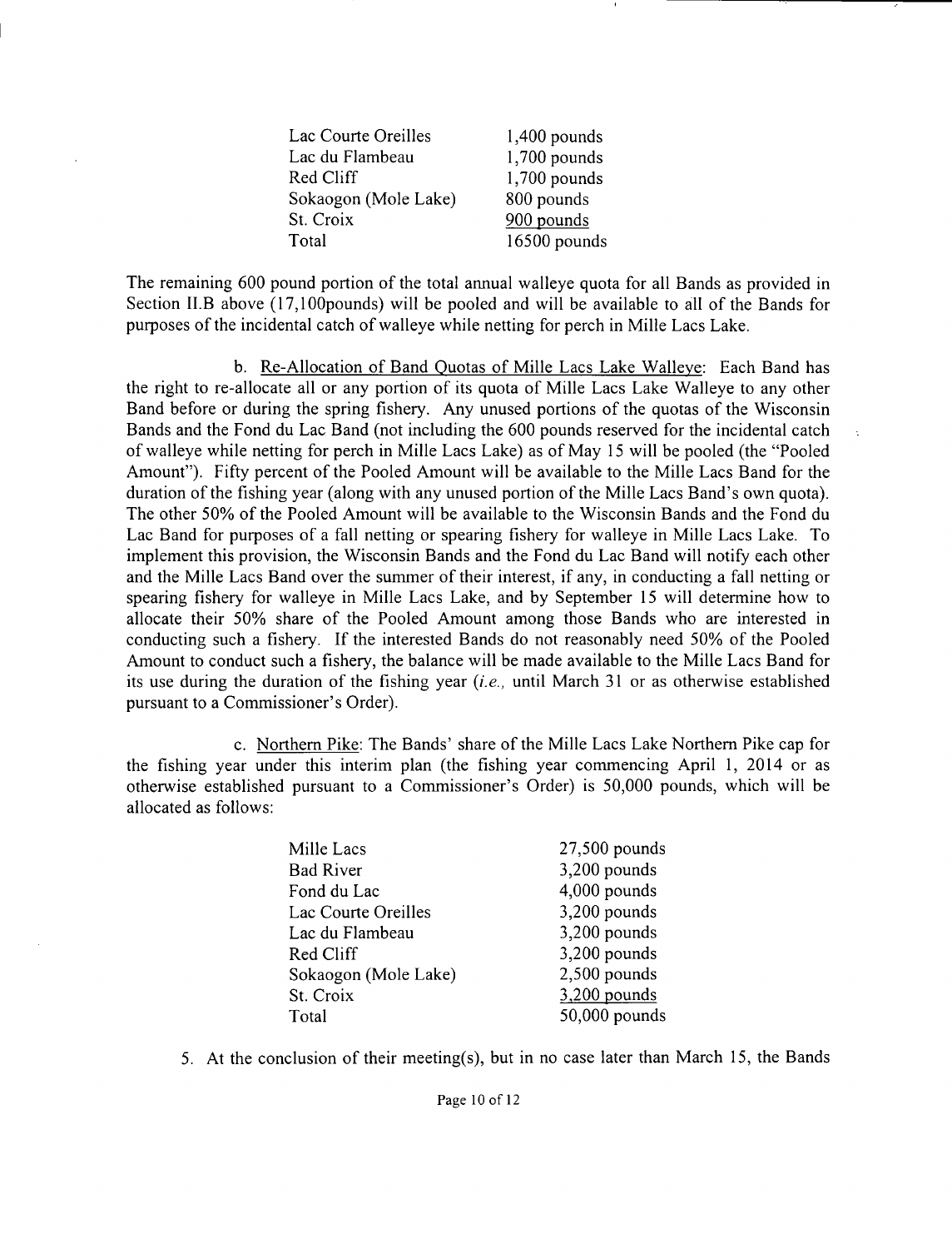| | |
|---|---|
| Lac Courte Oreilles | 1,400 pounds |
| Lac du Flambeau | 1,700 pounds |
| Red Cliff | 1,700 pounds |
| Sokaogon (Mole Lake) | 800 pounds |
| St. Croix | 900 pounds |
| Total | 16500 pounds |

The remaining 600 pound portion of the total annual walleye quota for all Bands as provided in Section II.B above (17,100pounds) will be pooled and will be available to all of the Bands for purposes of the incidental catch of walleye while netting for perch in Mille Lacs Lake.

b. Re-Allocation of Band Quotas of Mille Lacs Lake Walleye: Each Band has the right to re-allocate all or any portion of its quota of Mille Lacs Lake Walleye to any other Band before or during the spring fishery. Any unused portions of the quotas of the Wisconsin Bands and the Fond du Lac Band (not including the 600 pounds reserved for the incidental catch of walleye while netting for perch in Mille Lacs Lake) as of May 15 will be pooled (the "Pooled Amount"). Fifty percent of the Pooled Amount will be available to the Mille Lacs Band for the duration of the fishing year (along with any unused portion of the Mille Lacs Band's own quota). The other 50% of the Pooled Amount will be available to the Wisconsin Bands and the Fond du Lac Band for purposes of a fall netting or spearing fishery for walleye in Mille Lacs Lake. To implement this provision, the Wisconsin Bands and the Fond du Lac Band will notify each other and the Mille Lacs Band over the summer of their interest, if any, in conducting a fall netting or spearing fishery for walleye in Mille Lacs Lake, and by September 15 will determine how to allocate their 50% share of the Pooled Amount among those Bands who are interested in conducting such a fishery. If the interested Bands do not reasonably need 50% of the Pooled Amount to conduct such a fishery, the balance will be made available to the Mille Lacs Band for its use during the duration of the fishing year (*i.e.,* until March 31 or as otherwise established pursuant to a Commissioner's Order).

c. Northern Pike: The Bands' share of the Mille Lacs Lake Northern Pike cap for the fishing year under this interim plan (the fishing year commencing April 1, 2014 or as otherwise established pursuant to a Commissioner's Order) is 50,000 pounds, which will be allocated as follows:

| | |
|---|---|
| Mille Lacs | 27,500 pounds |
| Bad River | 3,200 pounds |
| Fond du Lac | 4,000 pounds |
| Lac Courte Oreilles | 3,200 pounds |
| Lac du Flambeau | 3,200 pounds |
| Red Cliff | 3,200 pounds |
| Sokaogon (Mole Lake) | 2,500 pounds |
| St. Croix | 3,200 pounds |
| Total | 50,000 pounds |

5. At the conclusion of their meeting(s), but in no case later than March 15, the Bands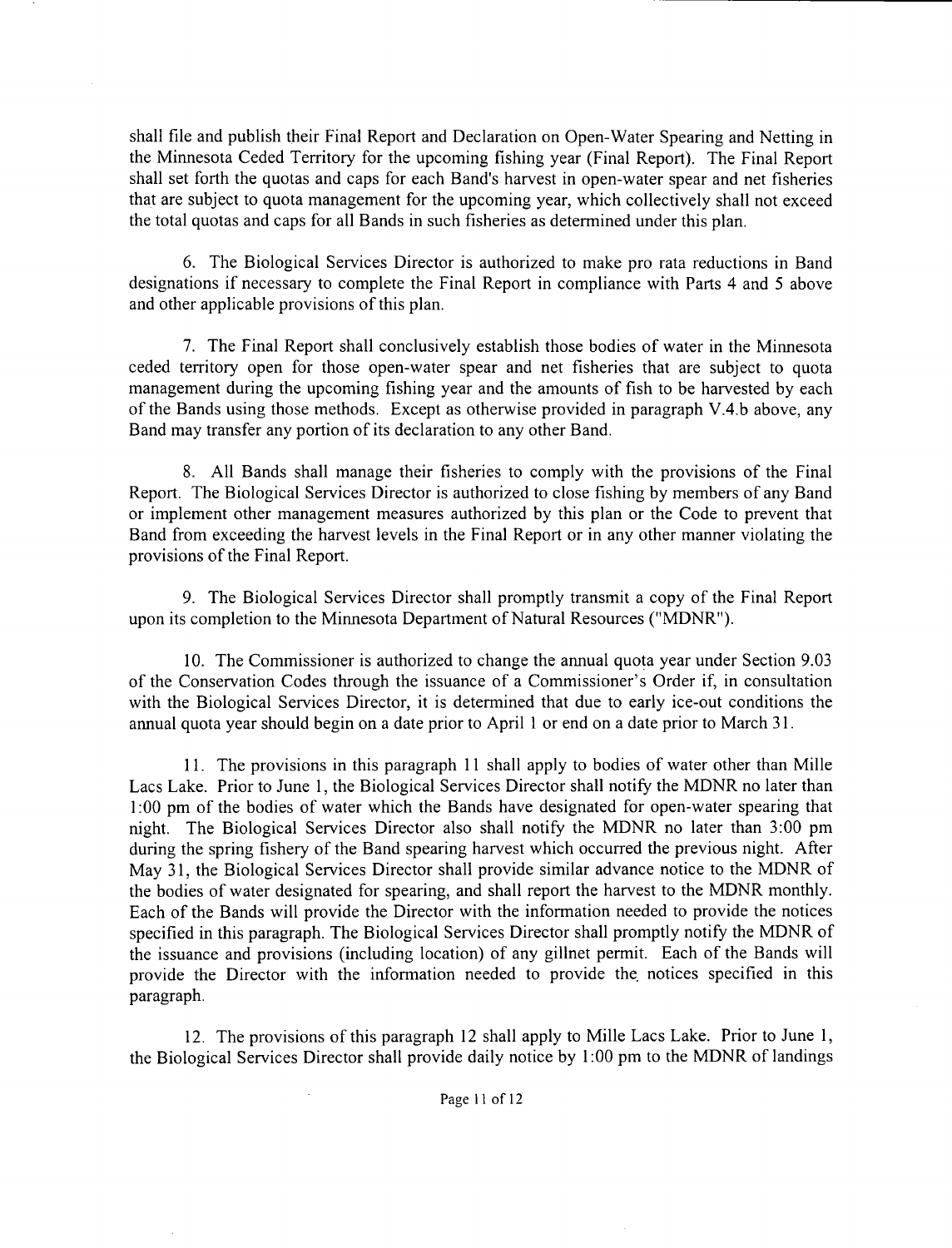shall file and publish their Final Report and Declaration on Open-Water Spearing and Netting in the Minnesota Ceded Territory for the upcoming fishing year (Final Report). The Final Report shall set forth the quotas and caps for each Band's harvest in open-water spear and net fisheries that are subject to quota management for the upcoming year, which collectively shall not exceed the total quotas and caps for all Bands in such fisheries as determined under this plan.

6. The Biological Services Director is authorized to make pro rata reductions in Band designations if necessary to complete the Final Report in compliance with Parts 4 and 5 above and other applicable provisions of this plan.

7. The Final Report shall conclusively establish those bodies of water in the Minnesota ceded territory open for those open-water spear and net fisheries that are subject to quota management during the upcoming fishing year and the amounts of fish to be harvested by each of the Bands using those methods. Except as otherwise provided in paragraph V.4.b above, any Band may transfer any portion of its declaration to any other Band.

8. All Bands shall manage their fisheries to comply with the provisions of the Final Report. The Biological Services Director is authorized to close fishing by members of any Band or implement other management measures authorized by this plan or the Code to prevent that Band from exceeding the harvest levels in the Final Report or in any other manner violating the provisions of the Final Report.

9. The Biological Services Director shall promptly transmit a copy of the Final Report upon its completion to the Minnesota Department of Natural Resources ("MDNR").

10. The Commissioner is authorized to change the annual quota year under Section 9.03 of the Conservation Codes through the issuance of a Commissioner's Order if, in consultation with the Biological Services Director, it is determined that due to early ice-out conditions the annual quota year should begin on a date prior to April 1 or end on a date prior to March 31.

11. The provisions in this paragraph 11 shall apply to bodies of water other than Mille Lacs Lake. Prior to June 1, the Biological Services Director shall notify the MDNR no later than 1:00 pm of the bodies of water which the Bands have designated for open-water spearing that night. The Biological Services Director also shall notify the MDNR no later than 3:00 pm during the spring fishery of the Band spearing harvest which occurred the previous night. After May 31, the Biological Services Director shall provide similar advance notice to the MDNR of the bodies of water designated for spearing, and shall report the harvest to the MDNR monthly. Each of the Bands will provide the Director with the information needed to provide the notices specified in this paragraph. The Biological Services Director shall promptly notify the MDNR of the issuance and provisions (including location) of any gillnet permit. Each of the Bands will provide the Director with the information needed to provide the notices specified in this paragraph.

12. The provisions of this paragraph 12 shall apply to Mille Lacs Lake. Prior to June 1, the Biological Services Director shall provide daily notice by 1:00 pm to the MDNR of landings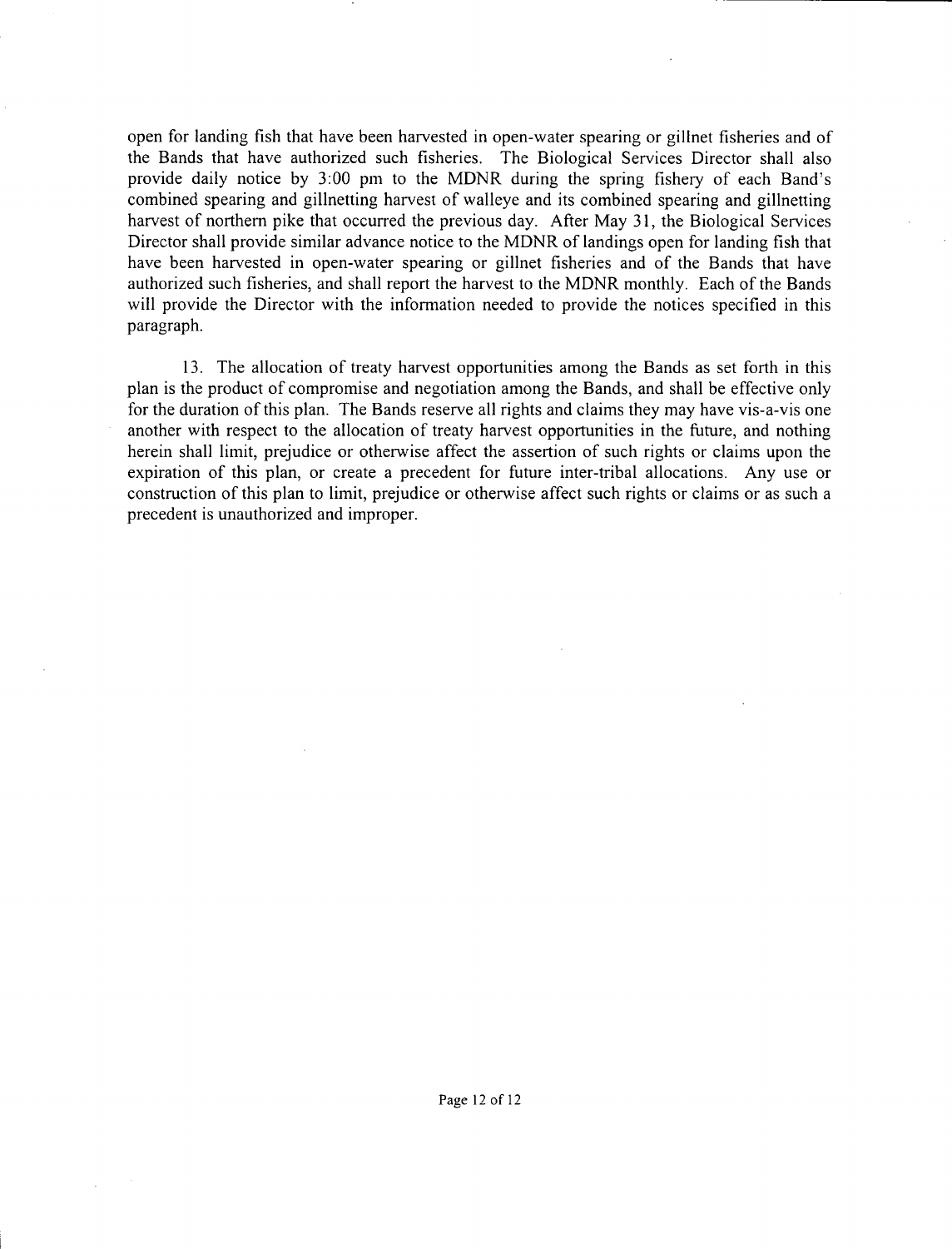open for landing fish that have been harvested in open-water spearing or gillnet fisheries and of the Bands that have authorized such fisheries. The Biological Services Director shall also provide daily notice by 3:00 pm to the MDNR during the spring fishery of each Band's combined spearing and gillnetting harvest of walleye and its combined spearing and gillnetting harvest of northern pike that occurred the previous day. After May 31, the Biological Services Director shall provide similar advance notice to the MDNR of landings open for landing fish that have been harvested in open-water spearing or gillnet fisheries and of the Bands that have authorized such fisheries, and shall report the harvest to the MDNR monthly. Each of the Bands will provide the Director with the information needed to provide the notices specified in this paragraph.

13. The allocation of treaty harvest opportunities among the Bands as set forth in this plan is the product of compromise and negotiation among the Bands, and shall be effective only for the duration of this plan. The Bands reserve all rights and claims they may have vis-a-vis one another with respect to the allocation of treaty harvest opportunities in the future, and nothing herein shall limit, prejudice or otherwise affect the assertion of such rights or claims upon the expiration of this plan, or create a precedent for future inter-tribal allocations. Any use or construction of this plan to limit, prejudice or otherwise affect such rights or claims or as such a precedent is unauthorized and improper.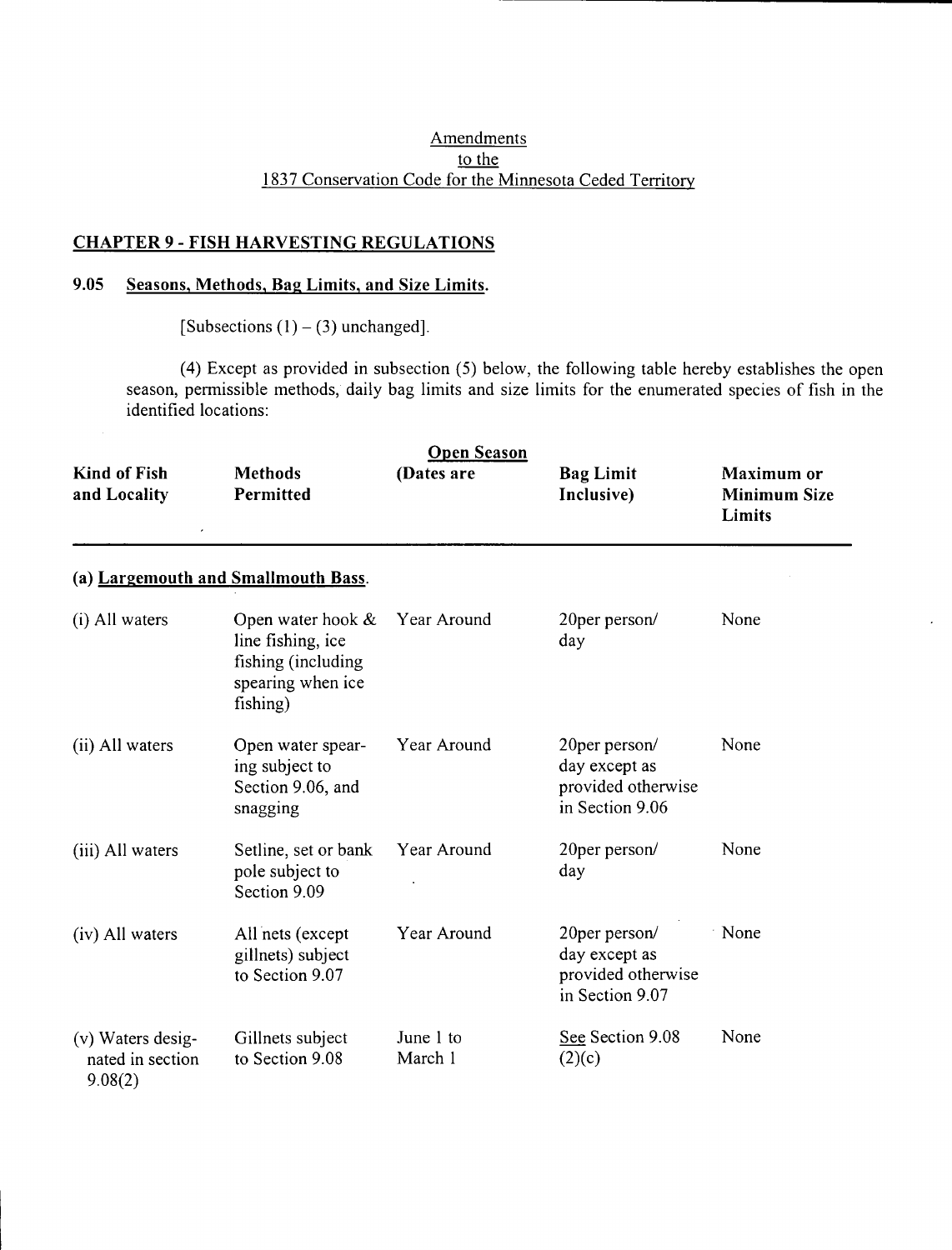Amendments
to the
1837 Conservation Code for the Minnesota Ceded Territory

## CHAPTER 9 - FISH HARVESTING REGULATIONS

### 9.05 Seasons, Methods, Bag Limits, and Size Limits.

[Subsections (1) – (3) unchanged].

(4) Except as provided in subsection (5) below, the following table hereby establishes the open season, permissible methods, daily bag limits and size limits for the enumerated species of fish in the identified locations:

| Kind of Fish and Locality | Methods Permitted | Open Season (Dates are Inclusive) | Bag Limit | Maximum or Minimum Size Limits |
|---|---|---|---|---|
| **(a) Largemouth and Smallmouth Bass.** | | | | |
| (i) All waters | Open water hook & line fishing, ice fishing (including spearing when ice fishing) | Year Around | 20per person/ day | None |
| (ii) All waters | Open water spearing subject to Section 9.06, and snagging | Year Around | 20per person/ day except as provided otherwise in Section 9.06 | None |
| (iii) All waters | Setline, set or bank pole subject to Section 9.09 | Year Around | 20per person/ day | None |
| (iv) All waters | All nets (except gillnets) subject to Section 9.07 | Year Around | 20per person/ day except as provided otherwise in Section 9.07 | None |
| (v) Waters designated in section 9.08(2) | Gillnets subject to Section 9.08 | June 1 to March 1 | See Section 9.08 (2)(c) | None |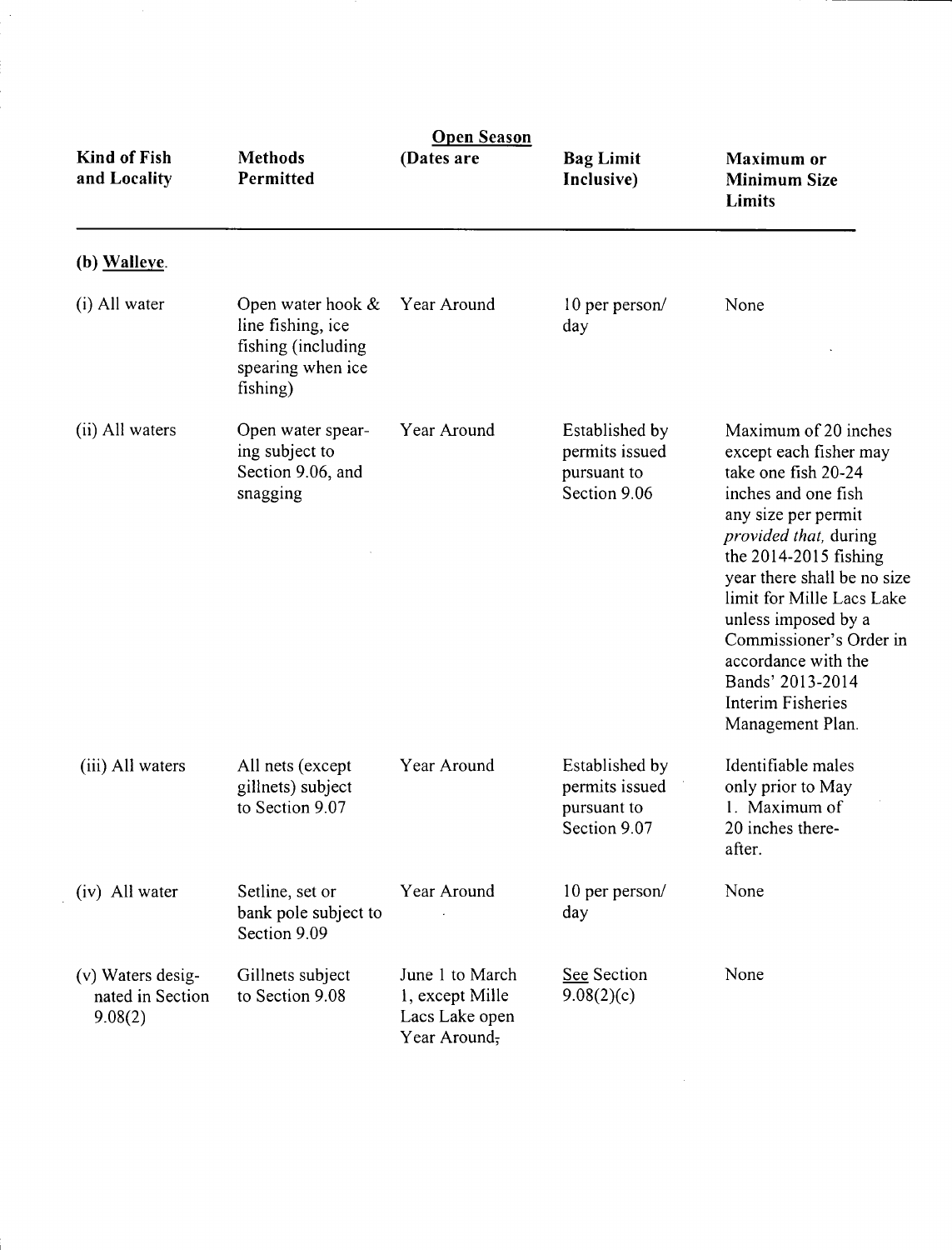| Kind of Fish and Locality | Methods Permitted | <u>Open Season</u> (Dates are | Bag Limit Inclusive) | Maximum or Minimum Size Limits |
|---|---|---|---|---|
| (b) <u>Walleye</u>. | | | | |
| (i) All water | Open water hook & line fishing, ice fishing (including spearing when ice fishing) | Year Around | 10 per person/ day | None |
| (ii) All waters | Open water spearing subject to Section 9.06, and snagging | Year Around | Established by permits issued pursuant to Section 9.06 | Maximum of 20 inches except each fisher may take one fish 20-24 inches and one fish any size per permit *provided that,* during the 2014-2015 fishing year there shall be no size limit for Mille Lacs Lake unless imposed by a Commissioner's Order in accordance with the Bands' 2013-2014 Interim Fisheries Management Plan. |
| (iii) All waters | All nets (except gillnets) subject to Section 9.07 | Year Around | Established by permits issued pursuant to Section 9.07 | Identifiable males only prior to May 1. Maximum of 20 inches thereafter. |
| (iv) All water | Setline, set or bank pole subject to Section 9.09 | Year Around | 10 per person/ day | None |
| (v) Waters designated in Section 9.08(2) | Gillnets subject to Section 9.08 | June 1 to March 1, except Mille Lacs Lake open Year Around~~,~~ | <u>See</u> Section 9.08(2)(c) | None |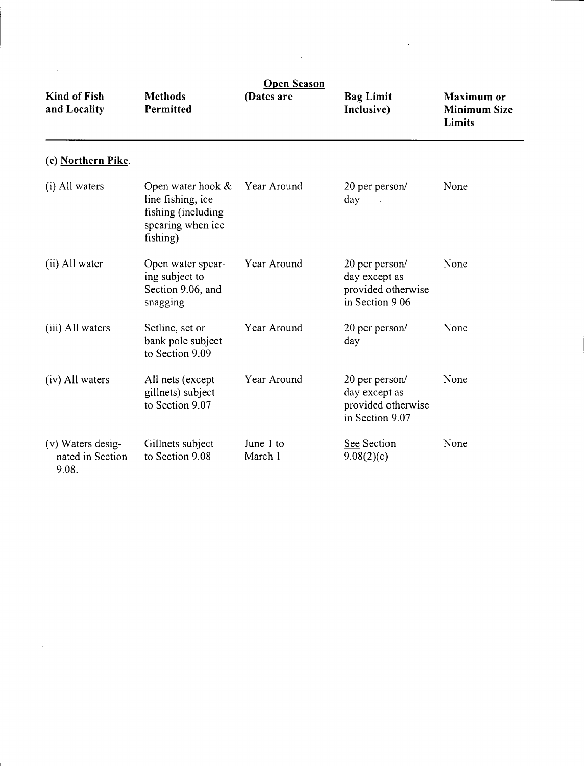| Kind of Fish and Locality | Methods Permitted | Open Season (Dates are Inclusive) | Bag Limit | Maximum or Minimum Size Limits |
|---|---|---|---|---|
| (c) <u>Northern Pike</u>. | | | | |
| (i) All waters | Open water hook & line fishing, ice fishing (including spearing when ice fishing) | Year Around | 20 per person/ day | None |
| (ii) All water | Open water spearing subject to Section 9.06, and snagging | Year Around | 20 per person/ day except as provided otherwise in Section 9.06 | None |
| (iii) All waters | Setline, set or bank pole subject to Section 9.09 | Year Around | 20 per person/ day | None |
| (iv) All waters | All nets (except gillnets) subject to Section 9.07 | Year Around | 20 per person/ day except as provided otherwise in Section 9.07 | None |
| (v) Waters designated in Section 9.08. | Gillnets subject to Section 9.08 | June 1 to March 1 | <u>See</u> Section 9.08(2)(c) | None |